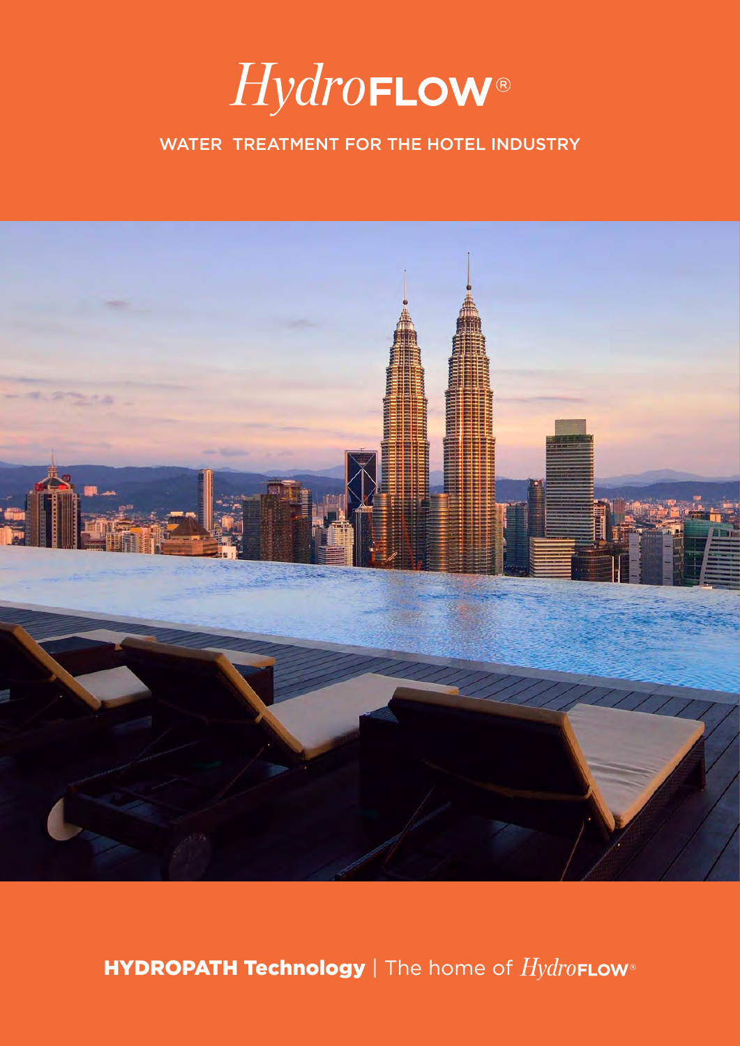# *Hydro*FLOW®

WATER TREATMENT FOR THE HOTEL INDUSTRY

**HYDROPATH Technology** | The home of *Hydro*FLOW®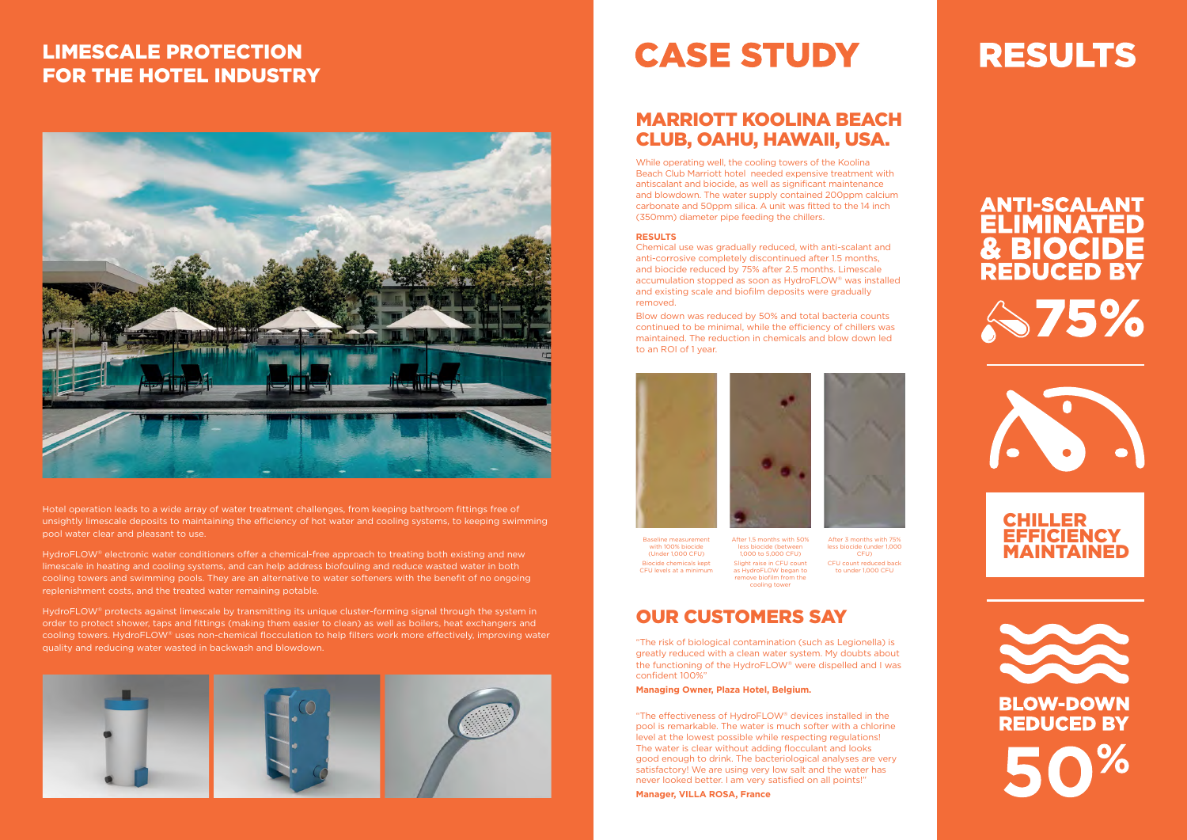# LIMESCALE PROTECTION FOR THE HOTEL INDUSTRY

Hotel operation leads to a wide array of water treatment challenges, from keeping bathroom fittings free of unsightly limescale deposits to maintaining the efficiency of hot water and cooling systems, to keeping swimming pool water clear and pleasant to use.

HydroFLOW® electronic water conditioners offer a chemical-free approach to treating both existing and new limescale in heating and cooling systems, and can help address biofouling and reduce wasted water in both cooling towers and swimming pools. They are an alternative to water softeners with the benefit of no ongoing replenishment costs, and the treated water remaining potable.

HydroFLOW® protects against limescale by transmitting its unique cluster-forming signal through the system in order to protect shower, taps and fittings (making them easier to clean) as well as boilers, heat exchangers and cooling towers. HydroFLOW® uses non-chemical flocculation to help filters work more effectively, improving water quality and reducing water wasted in backwash and blowdown.

# CASE STUDY

## MARRIOTT KOOLINA BEACH CLUB, OAHU, HAWAII, USA.

While operating well, the cooling towers of the Koolina Beach Club Marriott hotel needed expensive treatment with antiscalant and biocide, as well as significant maintenance and blowdown. The water supply contained 200ppm calcium carbonate and 50ppm silica. A unit was fitted to the 14 inch (350mm) diameter pipe feeding the chillers.

**RESULTS**

Chemical use was gradually reduced, with anti-scalant and anti-corrosive completely discontinued after 1.5 months, and biocide reduced by 75% after 2.5 months. Limescale accumulation stopped as soon as HydroFLOW® was installed and existing scale and biofilm deposits were gradually removed.

Blow down was reduced by 50% and total bacteria counts continued to be minimal, while the efficiency of chillers was maintained. The reduction in chemicals and blow down led to an ROI of 1 year.

Baseline measurement with 100% biocide (Under 1,000 CFU)
Biocide chemicals kept CFU levels at a minimum

After 1.5 months with 50% less biocide (between 1,000 to 5,000 CFU)
Slight raise in CFU count as HydroFLOW began to remove biofilm from the cooling tower

After 3 months with 75% less biocide (under 1,000 CFU)
CFU count reduced back to under 1,000 CFU

## OUR CUSTOMERS SAY

"The risk of biological contamination (such as Legionella) is greatly reduced with a clean water system. My doubts about the functioning of the HydroFLOW® were dispelled and I was confident 100%"

**Managing Owner, Plaza Hotel, Belgium.**

"The effectiveness of HydroFLOW® devices installed in the pool is remarkable. The water is much softer with a chlorine level at the lowest possible while respecting regulations! The water is clear without adding flocculant and looks good enough to drink. The bacteriological analyses are very satisfactory! We are using very low salt and the water has never looked better. I am very satisfied on all points!"

**Manager, VILLA ROSA, France**

# RESULTS

**ANTI-SCALANT ELIMINATED & BIOCIDE REDUCED BY 75%**

**CHILLER EFFICIENCY MAINTAINED**

**BLOW-DOWN REDUCED BY 50%**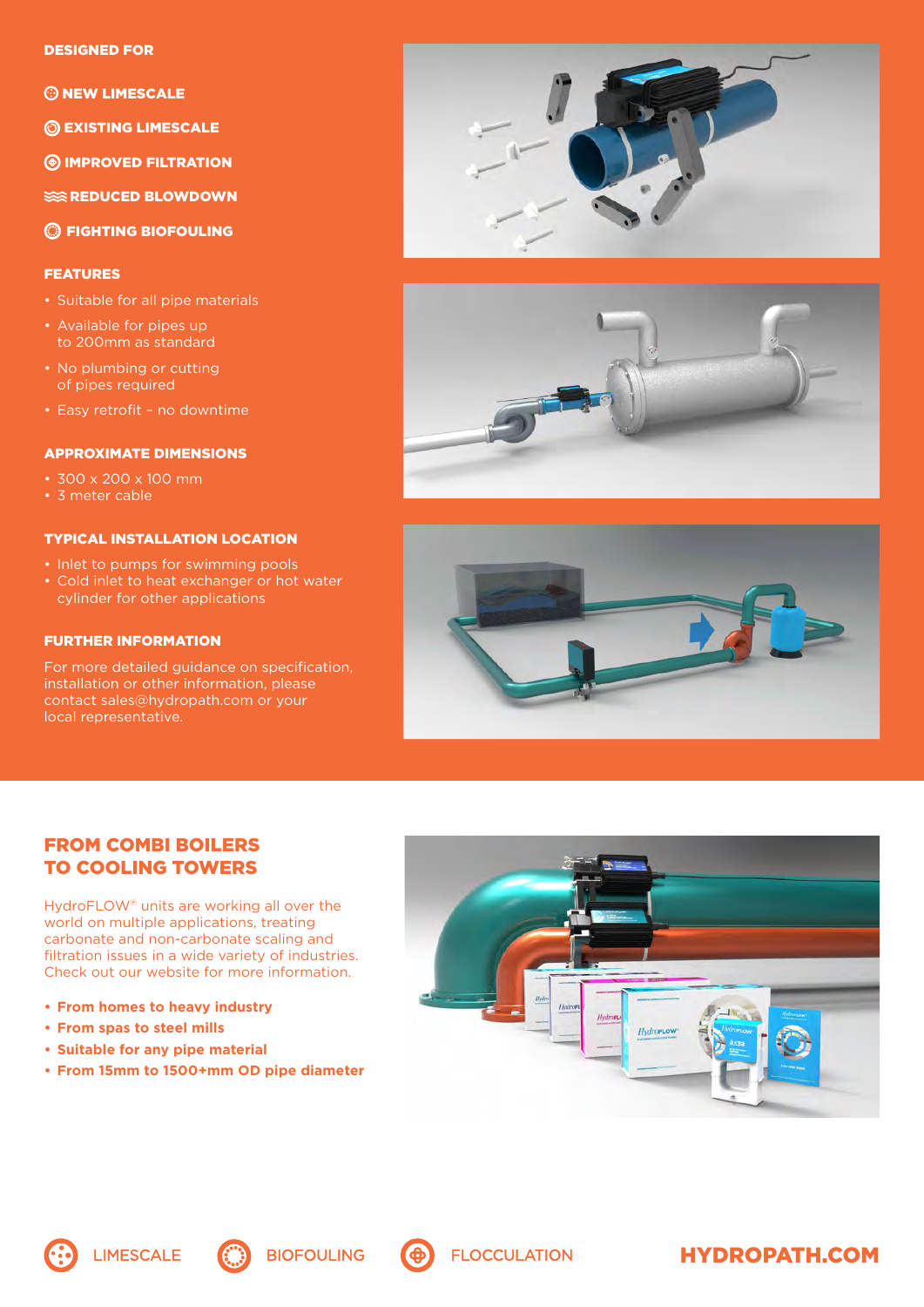## DESIGNED FOR

- NEW LIMESCALE
- EXISTING LIMESCALE
- IMPROVED FILTRATION
- REDUCED BLOWDOWN
- FIGHTING BIOFOULING

## FEATURES

- Suitable for all pipe materials
- Available for pipes up to 200mm as standard
- No plumbing or cutting of pipes required
- Easy retrofit – no downtime

## APPROXIMATE DIMENSIONS

- 300 x 200 x 100 mm
- 3 meter cable

## TYPICAL INSTALLATION LOCATION

- Inlet to pumps for swimming pools
- Cold inlet to heat exchanger or hot water cylinder for other applications

## FURTHER INFORMATION

For more detailed guidance on specification, installation or other information, please contact sales@hydropath.com or your local representative.

## FROM COMBI BOILERS TO COOLING TOWERS

HydroFLOW® units are working all over the world on multiple applications, treating carbonate and non-carbonate scaling and filtration issues in a wide variety of industries. Check out our website for more information.

- **From homes to heavy industry**
- **From spas to steel mills**
- **Suitable for any pipe material**
- **From 15mm to 1500+mm OD pipe diameter**

LIMESCALE BIOFOULING FLOCCULATION **HYDROPATH.COM**